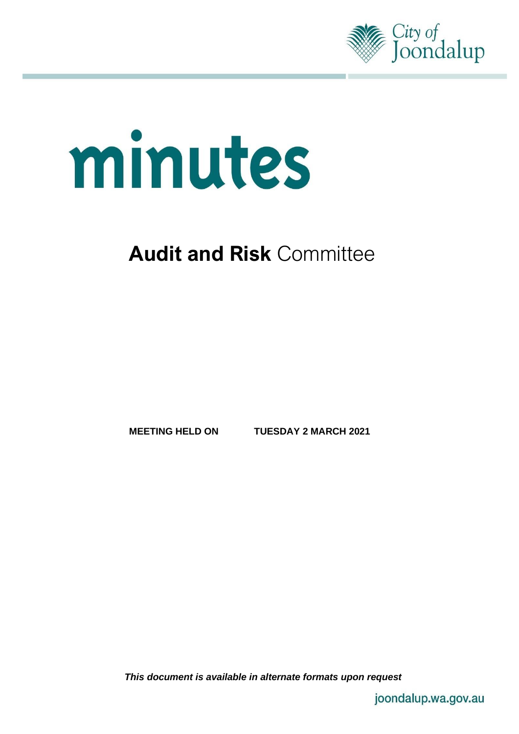City of Joondalup

# minutes

## **Audit and Risk** Committee

**MEETING HELD ON TUESDAY 2 MARCH 2021**

***This document is available in alternate formats upon request***

joondalup.wa.gov.au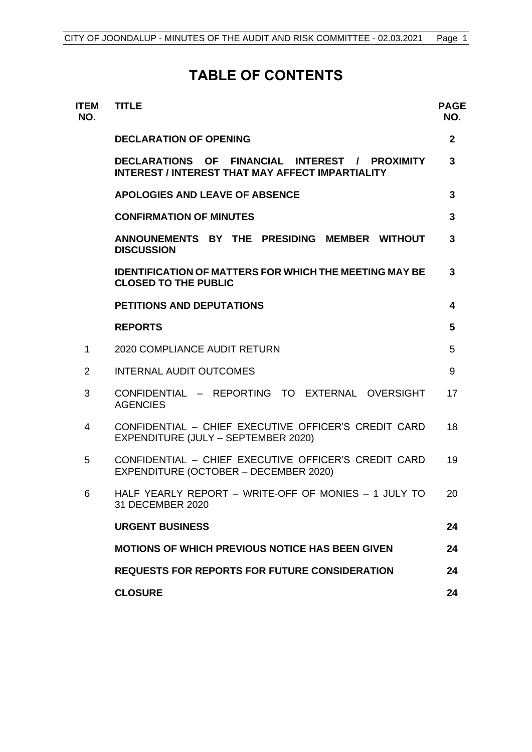# TABLE OF CONTENTS

| ITEM NO. | TITLE | PAGE NO. |
|---|---|---|
| | **DECLARATION OF OPENING** | **2** |
| | **DECLARATIONS OF FINANCIAL INTEREST / PROXIMITY INTEREST / INTEREST THAT MAY AFFECT IMPARTIALITY** | **3** |
| | **APOLOGIES AND LEAVE OF ABSENCE** | **3** |
| | **CONFIRMATION OF MINUTES** | **3** |
| | **ANNOUNEMENTS BY THE PRESIDING MEMBER WITHOUT DISCUSSION** | **3** |
| | **IDENTIFICATION OF MATTERS FOR WHICH THE MEETING MAY BE CLOSED TO THE PUBLIC** | **3** |
| | **PETITIONS AND DEPUTATIONS** | **4** |
| | **REPORTS** | **5** |
| 1 | 2020 COMPLIANCE AUDIT RETURN | 5 |
| 2 | INTERNAL AUDIT OUTCOMES | 9 |
| 3 | CONFIDENTIAL – REPORTING TO EXTERNAL OVERSIGHT AGENCIES | 17 |
| 4 | CONFIDENTIAL – CHIEF EXECUTIVE OFFICER'S CREDIT CARD EXPENDITURE (JULY – SEPTEMBER 2020) | 18 |
| 5 | CONFIDENTIAL – CHIEF EXECUTIVE OFFICER'S CREDIT CARD EXPENDITURE (OCTOBER – DECEMBER 2020) | 19 |
| 6 | HALF YEARLY REPORT – WRITE-OFF OF MONIES – 1 JULY TO 31 DECEMBER 2020 | 20 |
| | **URGENT BUSINESS** | **24** |
| | **MOTIONS OF WHICH PREVIOUS NOTICE HAS BEEN GIVEN** | **24** |
| | **REQUESTS FOR REPORTS FOR FUTURE CONSIDERATION** | **24** |
| | **CLOSURE** | **24** |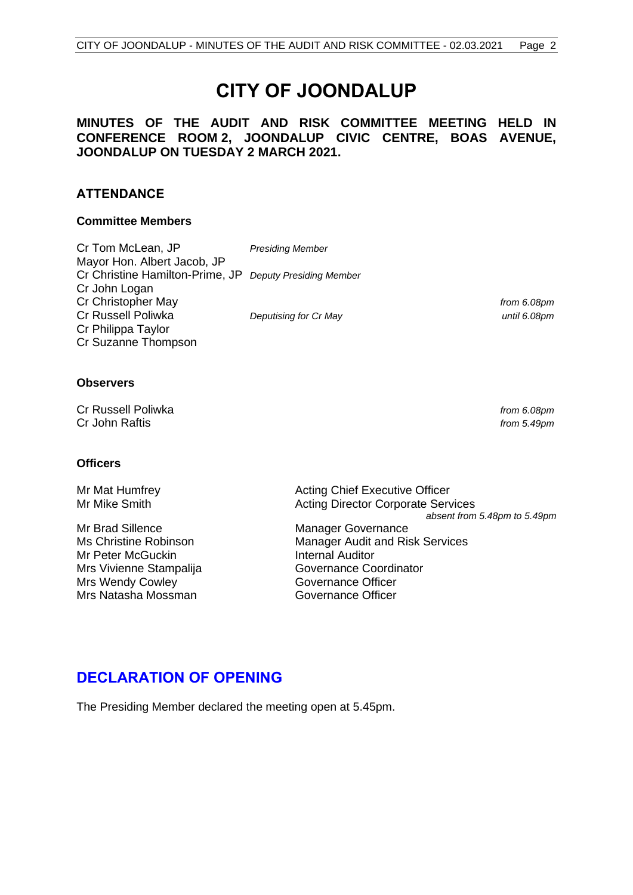# CITY OF JOONDALUP

**MINUTES OF THE AUDIT AND RISK COMMITTEE MEETING HELD IN CONFERENCE ROOM 2, JOONDALUP CIVIC CENTRE, BOAS AVENUE, JOONDALUP ON TUESDAY 2 MARCH 2021.**

## ATTENDANCE

### Committee Members

| | | |
|---|---|---|
| Cr Tom McLean, JP | *Presiding Member* | |
| Mayor Hon. Albert Jacob, JP | | |
| Cr Christine Hamilton-Prime, JP | *Deputy Presiding Member* | |
| Cr John Logan | | |
| Cr Christopher May | | *from 6.08pm* |
| Cr Russell Poliwka | *Deputising for Cr May* | *until 6.08pm* |
| Cr Philippa Taylor | | |
| Cr Suzanne Thompson | | |

### Observers

| | |
|---|---|
| Cr Russell Poliwka | *from 6.08pm* |
| Cr John Raftis | *from 5.49pm* |

### Officers

| | |
|---|---|
| Mr Mat Humfrey | Acting Chief Executive Officer |
| Mr Mike Smith | Acting Director Corporate Services *absent from 5.48pm to 5.49pm* |
| Mr Brad Sillence | Manager Governance |
| Ms Christine Robinson | Manager Audit and Risk Services |
| Mr Peter McGuckin | Internal Auditor |
| Mrs Vivienne Stampalija | Governance Coordinator |
| Mrs Wendy Cowley | Governance Officer |
| Mrs Natasha Mossman | Governance Officer |

## DECLARATION OF OPENING

The Presiding Member declared the meeting open at 5.45pm.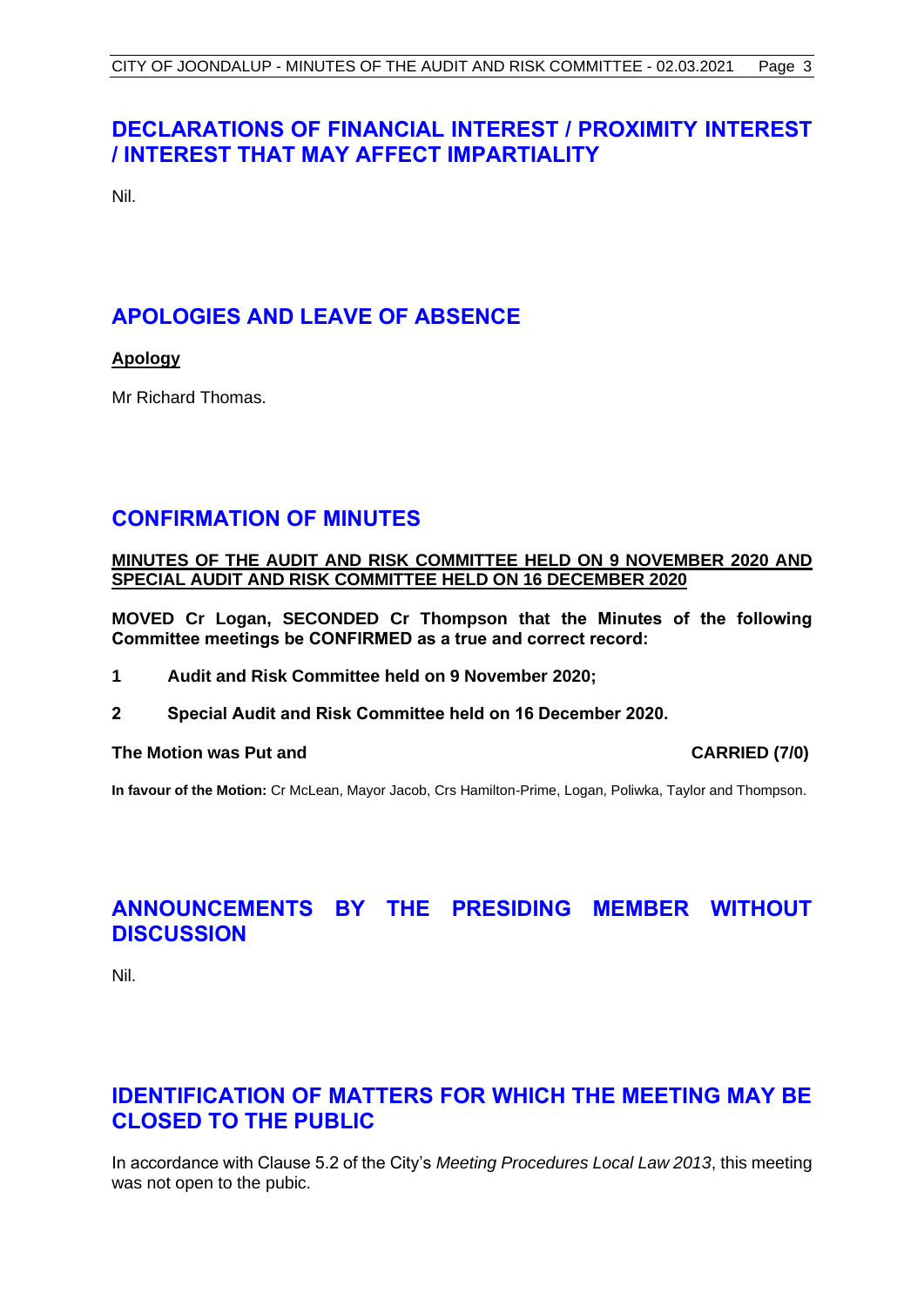## DECLARATIONS OF FINANCIAL INTEREST / PROXIMITY INTEREST / INTEREST THAT MAY AFFECT IMPARTIALITY

Nil.

## APOLOGIES AND LEAVE OF ABSENCE

**Apology**

Mr Richard Thomas.

## CONFIRMATION OF MINUTES

**MINUTES OF THE AUDIT AND RISK COMMITTEE HELD ON 9 NOVEMBER 2020 AND SPECIAL AUDIT AND RISK COMMITTEE HELD ON 16 DECEMBER 2020**

**MOVED Cr Logan, SECONDED Cr Thompson that the Minutes of the following Committee meetings be CONFIRMED as a true and correct record:**

**1 Audit and Risk Committee held on 9 November 2020;**

**2 Special Audit and Risk Committee held on 16 December 2020.**

**The Motion was Put and CARRIED (7/0)**

**In favour of the Motion:** Cr McLean, Mayor Jacob, Crs Hamilton-Prime, Logan, Poliwka, Taylor and Thompson.

## ANNOUNCEMENTS BY THE PRESIDING MEMBER WITHOUT DISCUSSION

Nil.

## IDENTIFICATION OF MATTERS FOR WHICH THE MEETING MAY BE CLOSED TO THE PUBLIC

In accordance with Clause 5.2 of the City's *Meeting Procedures Local Law 2013*, this meeting was not open to the pubic.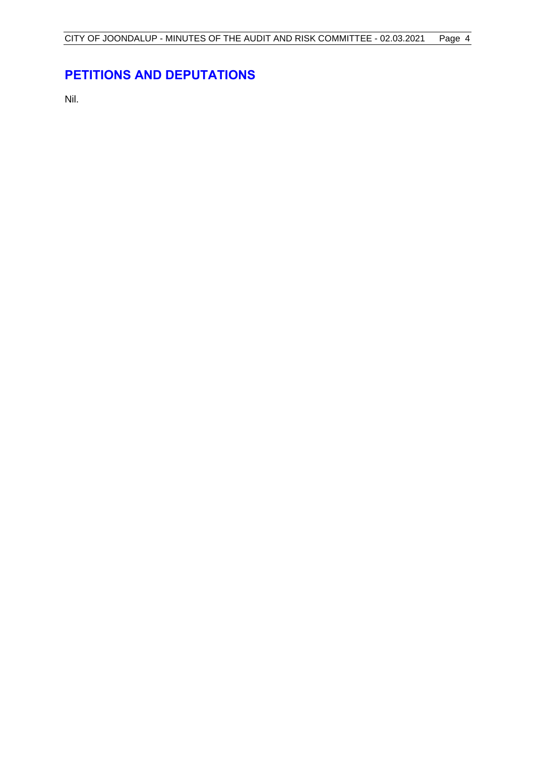## PETITIONS AND DEPUTATIONS

Nil.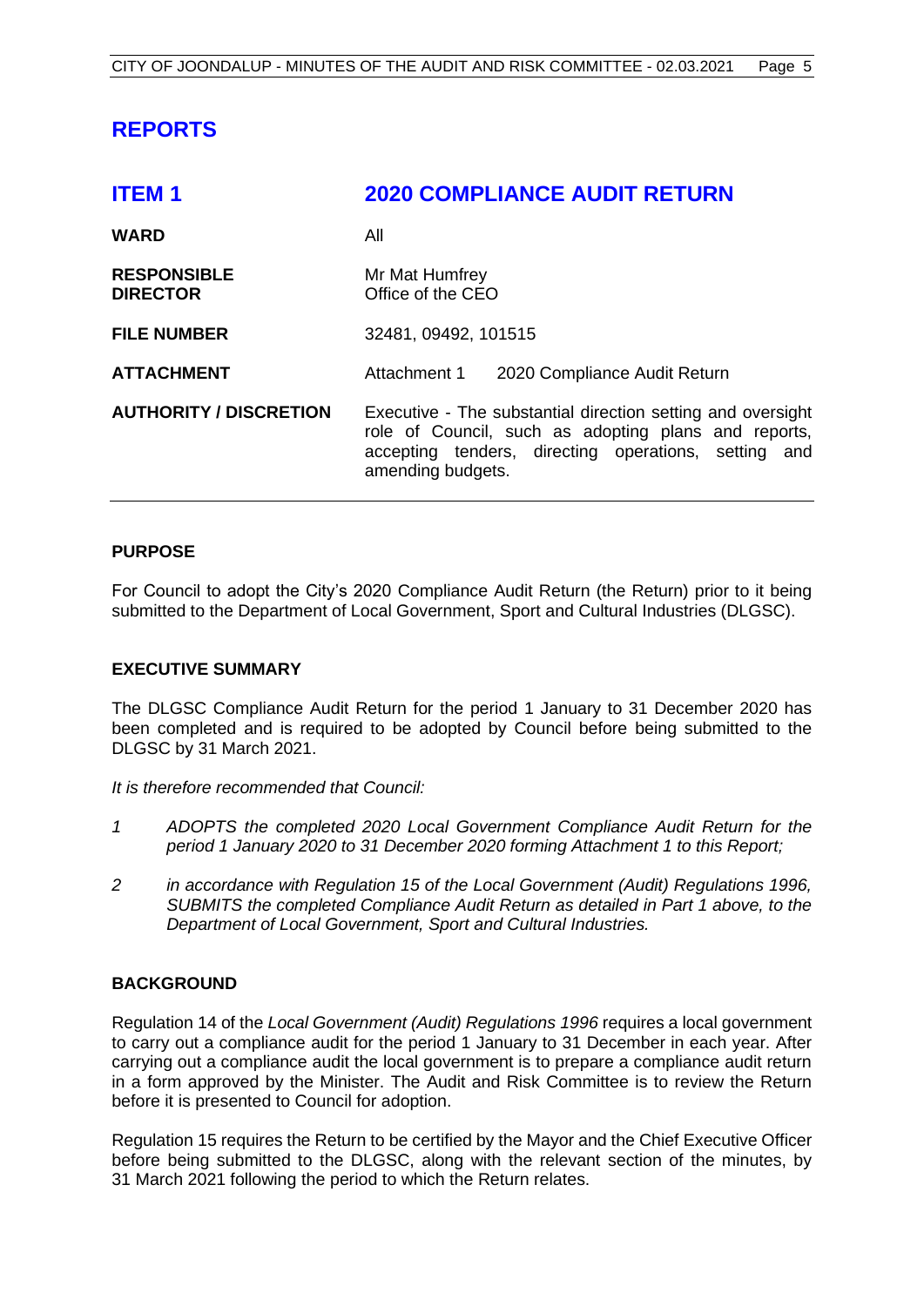# REPORTS

## ITEM 1 2020 COMPLIANCE AUDIT RETURN

| | |
|---|---|
| **WARD** | All |
| **RESPONSIBLE DIRECTOR** | Mr Mat Humfrey<br>Office of the CEO |
| **FILE NUMBER** | 32481, 09492, 101515 |
| **ATTACHMENT** | Attachment 1 2020 Compliance Audit Return |
| **AUTHORITY / DISCRETION** | Executive - The substantial direction setting and oversight role of Council, such as adopting plans and reports, accepting tenders, directing operations, setting and amending budgets. |

### PURPOSE

For Council to adopt the City's 2020 Compliance Audit Return (the Return) prior to it being submitted to the Department of Local Government, Sport and Cultural Industries (DLGSC).

### EXECUTIVE SUMMARY

The DLGSC Compliance Audit Return for the period 1 January to 31 December 2020 has been completed and is required to be adopted by Council before being submitted to the DLGSC by 31 March 2021.

*It is therefore recommended that Council:*

*1 ADOPTS the completed 2020 Local Government Compliance Audit Return for the period 1 January 2020 to 31 December 2020 forming Attachment 1 to this Report;*

*2 in accordance with Regulation 15 of the Local Government (Audit) Regulations 1996, SUBMITS the completed Compliance Audit Return as detailed in Part 1 above, to the Department of Local Government, Sport and Cultural Industries.*

### BACKGROUND

Regulation 14 of the *Local Government (Audit) Regulations 1996* requires a local government to carry out a compliance audit for the period 1 January to 31 December in each year. After carrying out a compliance audit the local government is to prepare a compliance audit return in a form approved by the Minister. The Audit and Risk Committee is to review the Return before it is presented to Council for adoption.

Regulation 15 requires the Return to be certified by the Mayor and the Chief Executive Officer before being submitted to the DLGSC, along with the relevant section of the minutes, by 31 March 2021 following the period to which the Return relates.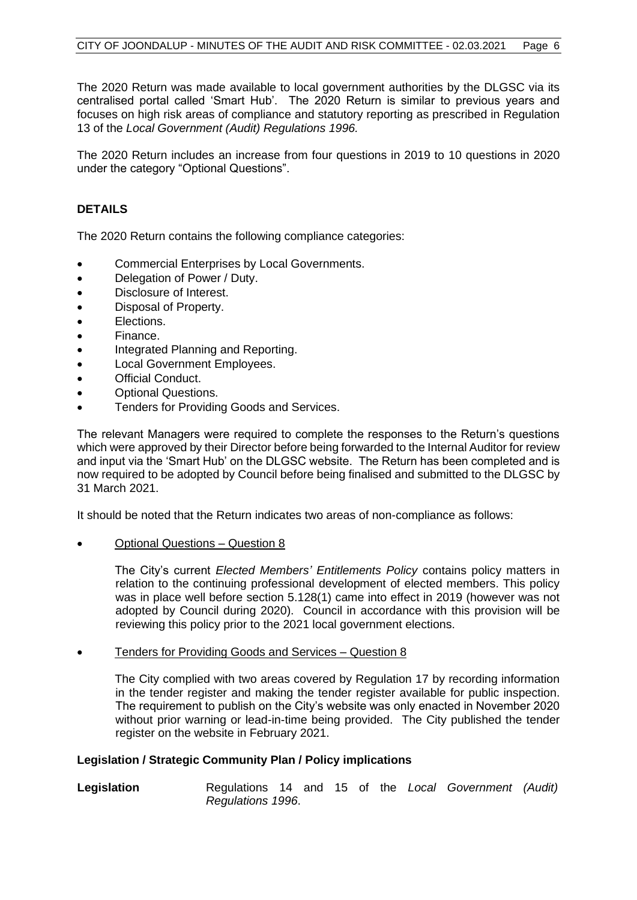The 2020 Return was made available to local government authorities by the DLGSC via its centralised portal called 'Smart Hub'. The 2020 Return is similar to previous years and focuses on high risk areas of compliance and statutory reporting as prescribed in Regulation 13 of the *Local Government (Audit) Regulations 1996.*

The 2020 Return includes an increase from four questions in 2019 to 10 questions in 2020 under the category "Optional Questions".

## DETAILS

The 2020 Return contains the following compliance categories:

- Commercial Enterprises by Local Governments.
- Delegation of Power / Duty.
- Disclosure of Interest.
- Disposal of Property.
- Elections.
- Finance.
- Integrated Planning and Reporting.
- Local Government Employees.
- Official Conduct.
- Optional Questions.
- Tenders for Providing Goods and Services.

The relevant Managers were required to complete the responses to the Return's questions which were approved by their Director before being forwarded to the Internal Auditor for review and input via the 'Smart Hub' on the DLGSC website. The Return has been completed and is now required to be adopted by Council before being finalised and submitted to the DLGSC by 31 March 2021.

It should be noted that the Return indicates two areas of non-compliance as follows:

- Optional Questions – Question 8

  The City's current *Elected Members' Entitlements Policy* contains policy matters in relation to the continuing professional development of elected members. This policy was in place well before section 5.128(1) came into effect in 2019 (however was not adopted by Council during 2020). Council in accordance with this provision will be reviewing this policy prior to the 2021 local government elections.

- Tenders for Providing Goods and Services – Question 8

  The City complied with two areas covered by Regulation 17 by recording information in the tender register and making the tender register available for public inspection. The requirement to publish on the City's website was only enacted in November 2020 without prior warning or lead-in-time being provided. The City published the tender register on the website in February 2021.

### Legislation / Strategic Community Plan / Policy implications

**Legislation** Regulations 14 and 15 of the *Local Government (Audit) Regulations 1996*.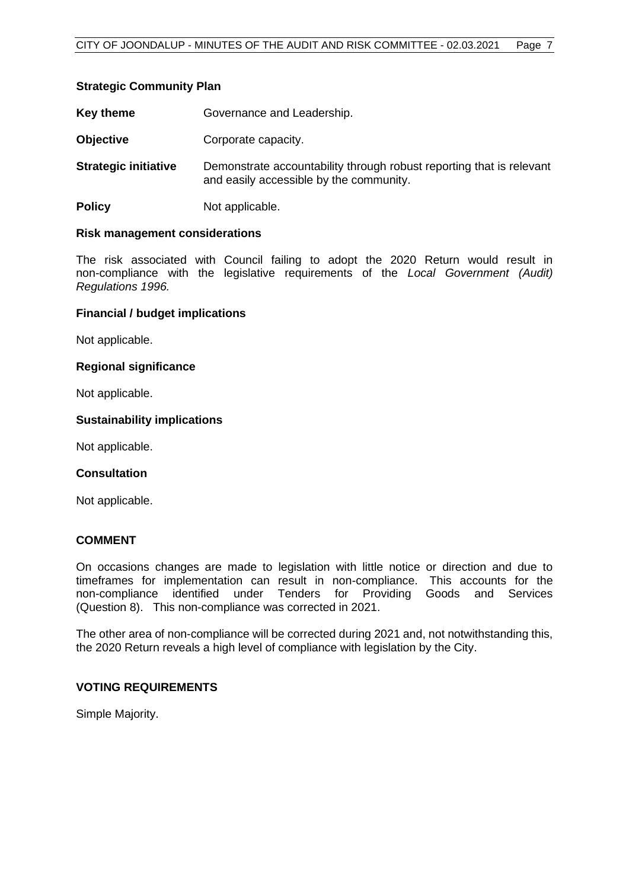**Strategic Community Plan**

**Key theme** Governance and Leadership.

**Objective** Corporate capacity.

**Strategic initiative** Demonstrate accountability through robust reporting that is relevant and easily accessible by the community.

**Policy** Not applicable.

**Risk management considerations**

The risk associated with Council failing to adopt the 2020 Return would result in non-compliance with the legislative requirements of the *Local Government (Audit) Regulations 1996.*

**Financial / budget implications**

Not applicable.

**Regional significance**

Not applicable.

**Sustainability implications**

Not applicable.

**Consultation**

Not applicable.

**COMMENT**

On occasions changes are made to legislation with little notice or direction and due to timeframes for implementation can result in non-compliance. This accounts for the non-compliance identified under Tenders for Providing Goods and Services (Question 8). This non-compliance was corrected in 2021.

The other area of non-compliance will be corrected during 2021 and, not notwithstanding this, the 2020 Return reveals a high level of compliance with legislation by the City.

**VOTING REQUIREMENTS**

Simple Majority.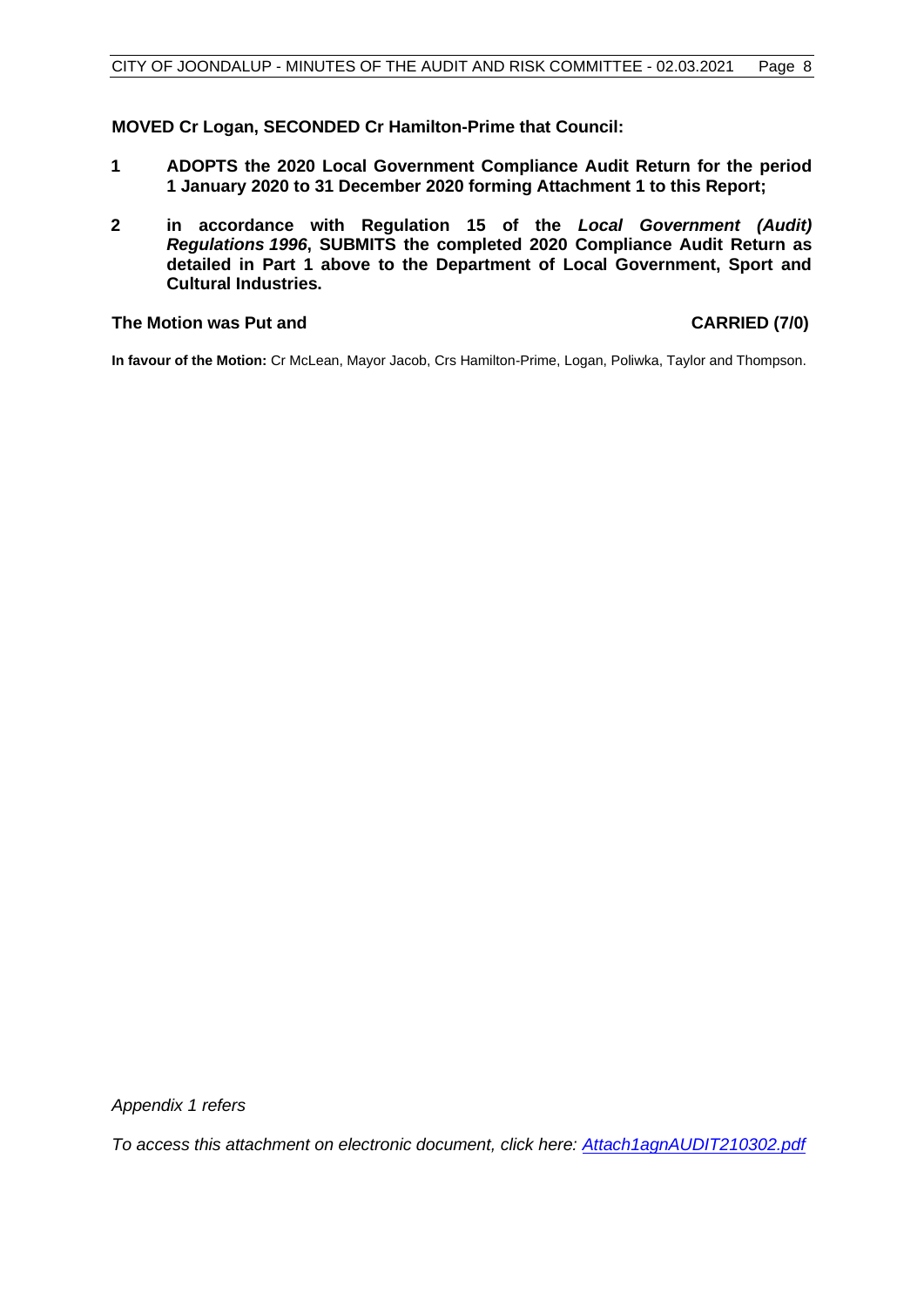**MOVED Cr Logan, SECONDED Cr Hamilton-Prime that Council:**

**1 ADOPTS the 2020 Local Government Compliance Audit Return for the period 1 January 2020 to 31 December 2020 forming Attachment 1 to this Report;**

**2 in accordance with Regulation 15 of the *Local Government (Audit) Regulations 1996*, SUBMITS the completed 2020 Compliance Audit Return as detailed in Part 1 above to the Department of Local Government, Sport and Cultural Industries.**

**The Motion was Put and CARRIED (7/0)**

**In favour of the Motion:** Cr McLean, Mayor Jacob, Crs Hamilton-Prime, Logan, Poliwka, Taylor and Thompson.

*Appendix 1 refers*

*To access this attachment on electronic document, click here: Attach1agnAUDIT210302.pdf*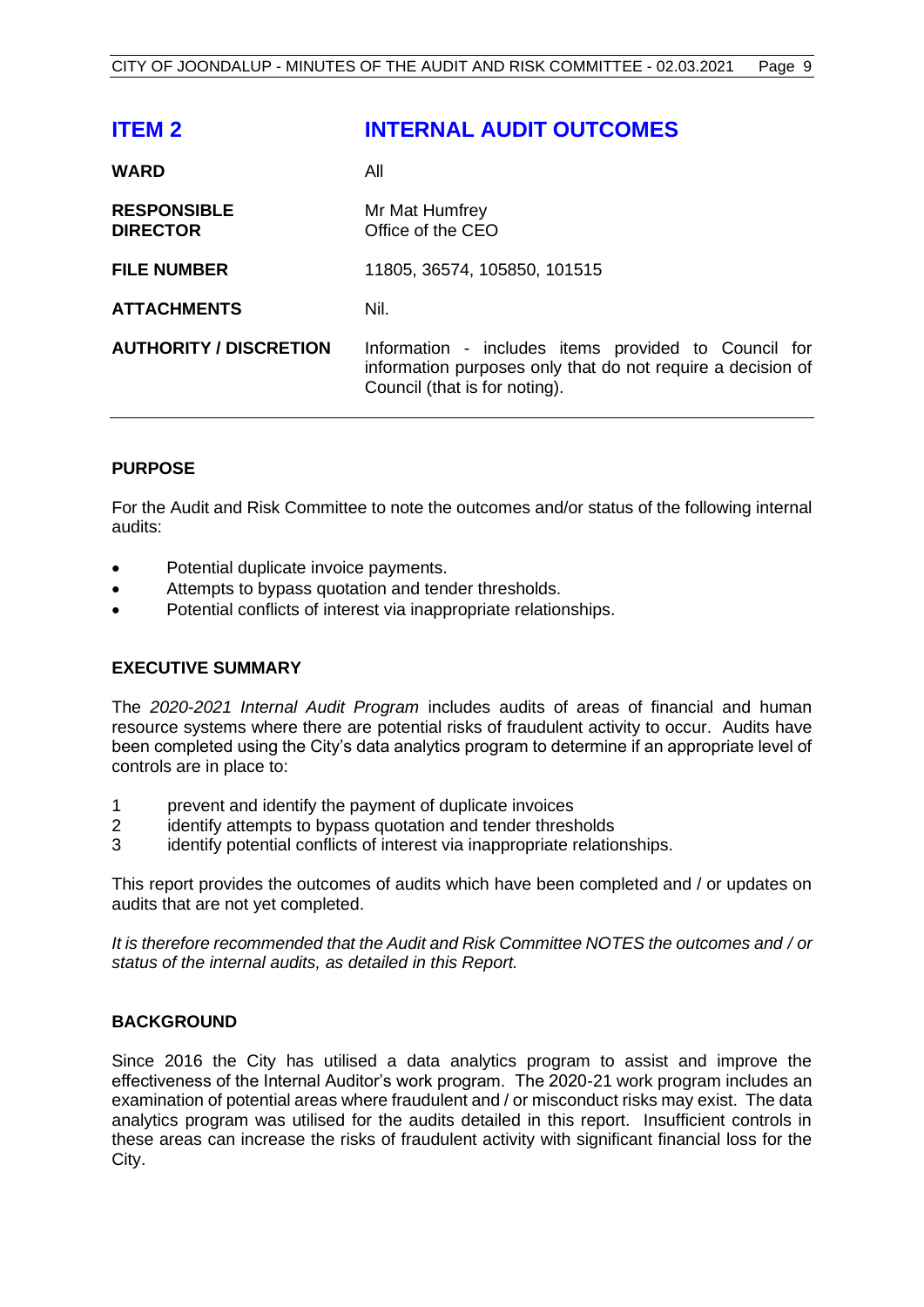## ITEM 2 INTERNAL AUDIT OUTCOMES

| | |
|---|---|
| **WARD** | All |
| **RESPONSIBLE DIRECTOR** | Mr Mat Humfrey<br>Office of the CEO |
| **FILE NUMBER** | 11805, 36574, 105850, 101515 |
| **ATTACHMENTS** | Nil. |
| **AUTHORITY / DISCRETION** | Information - includes items provided to Council for information purposes only that do not require a decision of Council (that is for noting). |

### PURPOSE

For the Audit and Risk Committee to note the outcomes and/or status of the following internal audits:

- Potential duplicate invoice payments.
- Attempts to bypass quotation and tender thresholds.
- Potential conflicts of interest via inappropriate relationships.

### EXECUTIVE SUMMARY

The *2020-2021 Internal Audit Program* includes audits of areas of financial and human resource systems where there are potential risks of fraudulent activity to occur. Audits have been completed using the City's data analytics program to determine if an appropriate level of controls are in place to:

1. prevent and identify the payment of duplicate invoices
2. identify attempts to bypass quotation and tender thresholds
3. identify potential conflicts of interest via inappropriate relationships.

This report provides the outcomes of audits which have been completed and / or updates on audits that are not yet completed.

*It is therefore recommended that the Audit and Risk Committee NOTES the outcomes and / or status of the internal audits, as detailed in this Report.*

### BACKGROUND

Since 2016 the City has utilised a data analytics program to assist and improve the effectiveness of the Internal Auditor's work program. The 2020-21 work program includes an examination of potential areas where fraudulent and / or misconduct risks may exist. The data analytics program was utilised for the audits detailed in this report. Insufficient controls in these areas can increase the risks of fraudulent activity with significant financial loss for the City.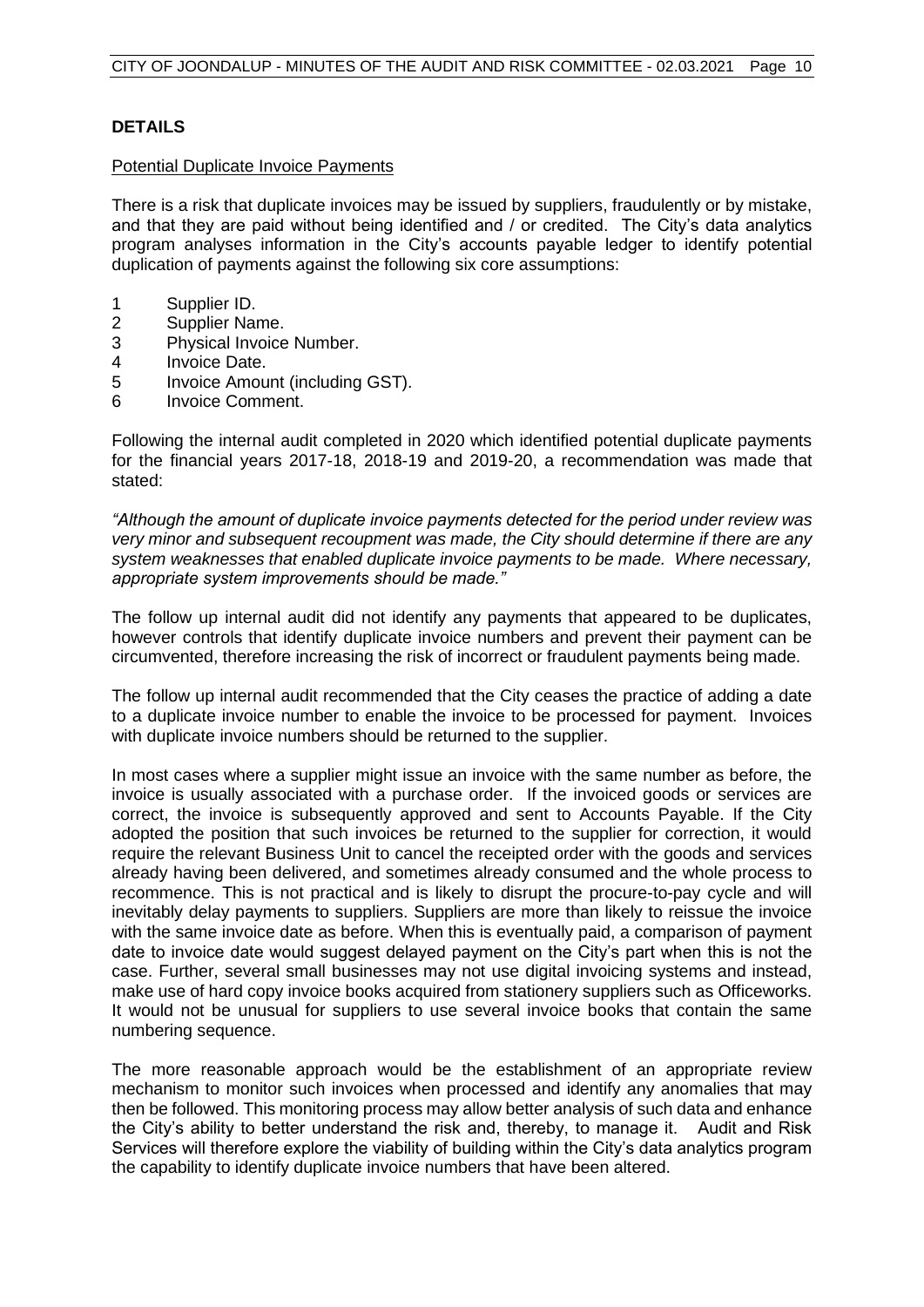## DETAILS

Potential Duplicate Invoice Payments

There is a risk that duplicate invoices may be issued by suppliers, fraudulently or by mistake, and that they are paid without being identified and / or credited. The City's data analytics program analyses information in the City's accounts payable ledger to identify potential duplication of payments against the following six core assumptions:

1 Supplier ID.
2 Supplier Name.
3 Physical Invoice Number.
4 Invoice Date.
5 Invoice Amount (including GST).
6 Invoice Comment.

Following the internal audit completed in 2020 which identified potential duplicate payments for the financial years 2017-18, 2018-19 and 2019-20, a recommendation was made that stated:

*"Although the amount of duplicate invoice payments detected for the period under review was very minor and subsequent recoupment was made, the City should determine if there are any system weaknesses that enabled duplicate invoice payments to be made. Where necessary, appropriate system improvements should be made."*

The follow up internal audit did not identify any payments that appeared to be duplicates, however controls that identify duplicate invoice numbers and prevent their payment can be circumvented, therefore increasing the risk of incorrect or fraudulent payments being made.

The follow up internal audit recommended that the City ceases the practice of adding a date to a duplicate invoice number to enable the invoice to be processed for payment. Invoices with duplicate invoice numbers should be returned to the supplier.

In most cases where a supplier might issue an invoice with the same number as before, the invoice is usually associated with a purchase order. If the invoiced goods or services are correct, the invoice is subsequently approved and sent to Accounts Payable. If the City adopted the position that such invoices be returned to the supplier for correction, it would require the relevant Business Unit to cancel the receipted order with the goods and services already having been delivered, and sometimes already consumed and the whole process to recommence. This is not practical and is likely to disrupt the procure-to-pay cycle and will inevitably delay payments to suppliers. Suppliers are more than likely to reissue the invoice with the same invoice date as before. When this is eventually paid, a comparison of payment date to invoice date would suggest delayed payment on the City's part when this is not the case. Further, several small businesses may not use digital invoicing systems and instead, make use of hard copy invoice books acquired from stationery suppliers such as Officeworks. It would not be unusual for suppliers to use several invoice books that contain the same numbering sequence.

The more reasonable approach would be the establishment of an appropriate review mechanism to monitor such invoices when processed and identify any anomalies that may then be followed. This monitoring process may allow better analysis of such data and enhance the City's ability to better understand the risk and, thereby, to manage it. Audit and Risk Services will therefore explore the viability of building within the City's data analytics program the capability to identify duplicate invoice numbers that have been altered.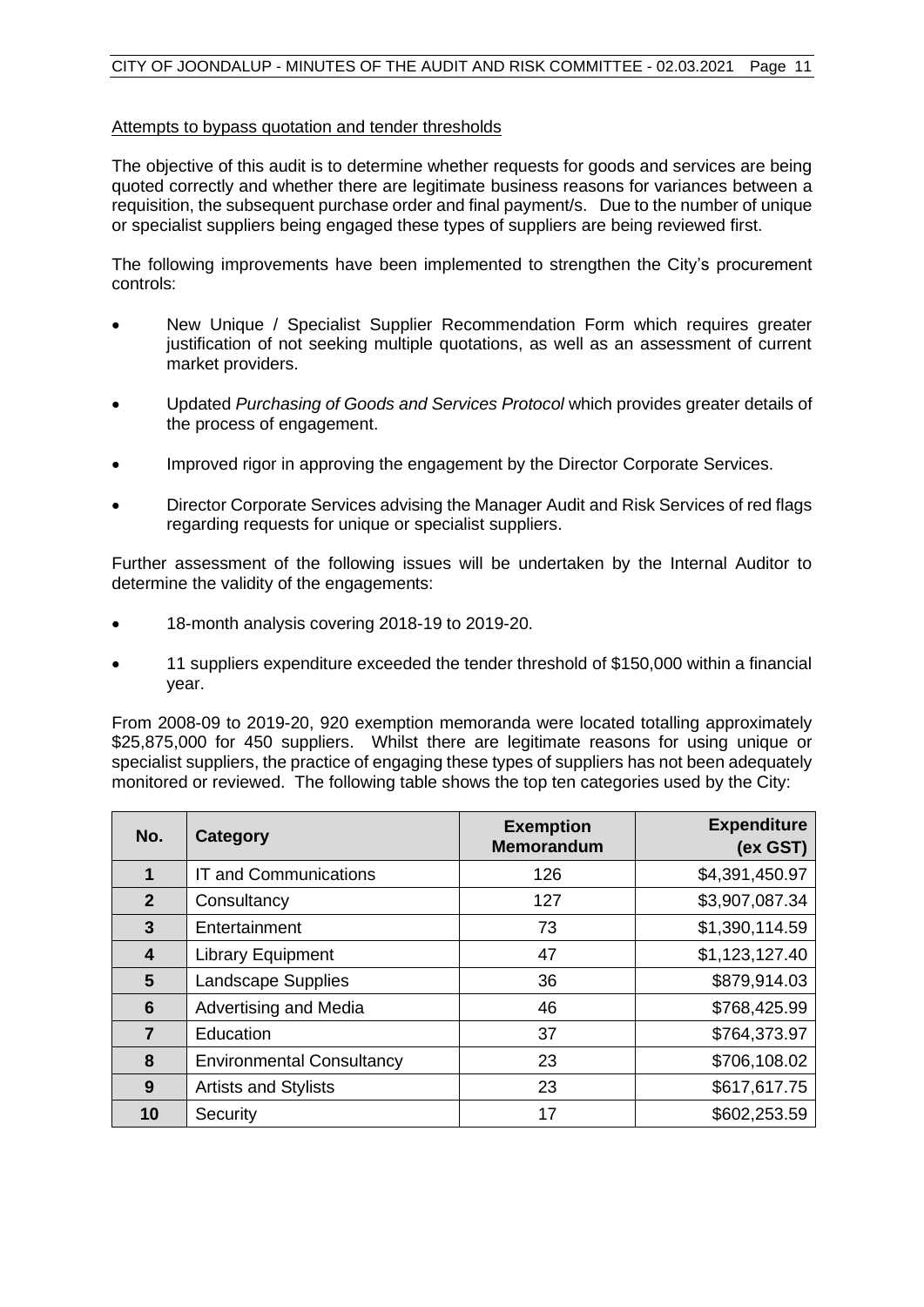Attempts to bypass quotation and tender thresholds

The objective of this audit is to determine whether requests for goods and services are being quoted correctly and whether there are legitimate business reasons for variances between a requisition, the subsequent purchase order and final payment/s. Due to the number of unique or specialist suppliers being engaged these types of suppliers are being reviewed first.

The following improvements have been implemented to strengthen the City's procurement controls:

- New Unique / Specialist Supplier Recommendation Form which requires greater justification of not seeking multiple quotations, as well as an assessment of current market providers.
- Updated *Purchasing of Goods and Services Protocol* which provides greater details of the process of engagement.
- Improved rigor in approving the engagement by the Director Corporate Services.
- Director Corporate Services advising the Manager Audit and Risk Services of red flags regarding requests for unique or specialist suppliers.

Further assessment of the following issues will be undertaken by the Internal Auditor to determine the validity of the engagements:

- 18-month analysis covering 2018-19 to 2019-20.
- 11 suppliers expenditure exceeded the tender threshold of $150,000 within a financial year.

From 2008-09 to 2019-20, 920 exemption memoranda were located totalling approximately $25,875,000 for 450 suppliers. Whilst there are legitimate reasons for using unique or specialist suppliers, the practice of engaging these types of suppliers has not been adequately monitored or reviewed. The following table shows the top ten categories used by the City:

| No. | Category | Exemption Memorandum | Expenditure (ex GST) |
|---|---|---|---|
| 1 | IT and Communications | 126 | $4,391,450.97 |
| 2 | Consultancy | 127 | $3,907,087.34 |
| 3 | Entertainment | 73 | $1,390,114.59 |
| 4 | Library Equipment | 47 | $1,123,127.40 |
| 5 | Landscape Supplies | 36 | $879,914.03 |
| 6 | Advertising and Media | 46 | $768,425.99 |
| 7 | Education | 37 | $764,373.97 |
| 8 | Environmental Consultancy | 23 | $706,108.02 |
| 9 | Artists and Stylists | 23 | $617,617.75 |
| 10 | Security | 17 | $602,253.59 |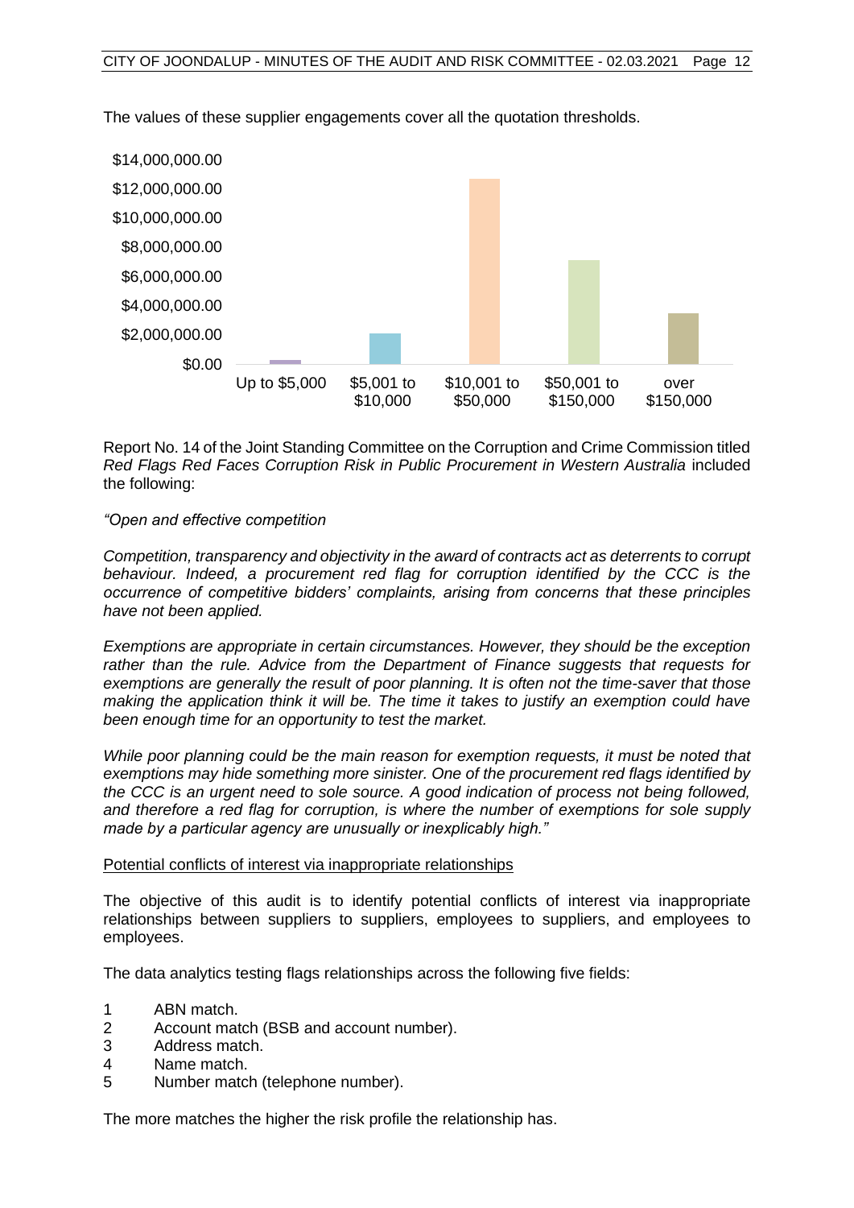The values of these supplier engagements cover all the quotation thresholds.

Report No. 14 of the Joint Standing Committee on the Corruption and Crime Commission titled *Red Flags Red Faces Corruption Risk in Public Procurement in Western Australia* included the following:

*"Open and effective competition*

*Competition, transparency and objectivity in the award of contracts act as deterrents to corrupt behaviour. Indeed, a procurement red flag for corruption identified by the CCC is the occurrence of competitive bidders' complaints, arising from concerns that these principles have not been applied.*

*Exemptions are appropriate in certain circumstances. However, they should be the exception rather than the rule. Advice from the Department of Finance suggests that requests for exemptions are generally the result of poor planning. It is often not the time-saver that those making the application think it will be. The time it takes to justify an exemption could have been enough time for an opportunity to test the market.*

*While poor planning could be the main reason for exemption requests, it must be noted that exemptions may hide something more sinister. One of the procurement red flags identified by the CCC is an urgent need to sole source. A good indication of process not being followed, and therefore a red flag for corruption, is where the number of exemptions for sole supply made by a particular agency are unusually or inexplicably high."*

<u>Potential conflicts of interest via inappropriate relationships</u>

The objective of this audit is to identify potential conflicts of interest via inappropriate relationships between suppliers to suppliers, employees to suppliers, and employees to employees.

The data analytics testing flags relationships across the following five fields:

1. ABN match.
2. Account match (BSB and account number).
3. Address match.
4. Name match.
5. Number match (telephone number).

The more matches the higher the risk profile the relationship has.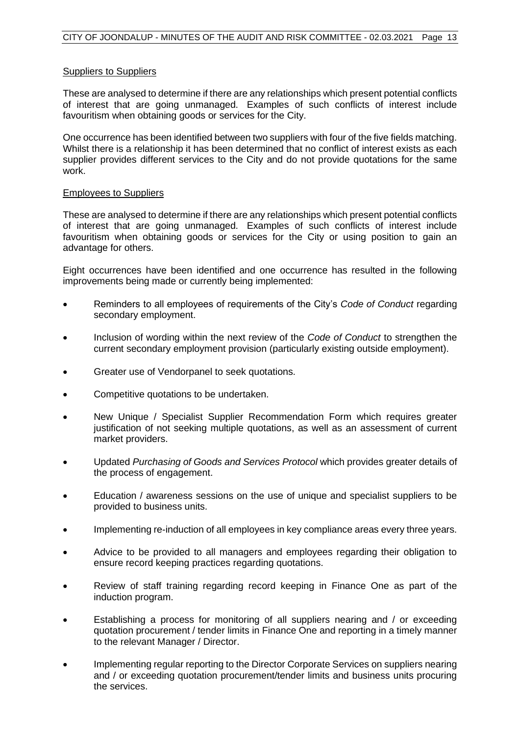Suppliers to Suppliers

These are analysed to determine if there are any relationships which present potential conflicts of interest that are going unmanaged. Examples of such conflicts of interest include favouritism when obtaining goods or services for the City.

One occurrence has been identified between two suppliers with four of the five fields matching. Whilst there is a relationship it has been determined that no conflict of interest exists as each supplier provides different services to the City and do not provide quotations for the same work.

Employees to Suppliers

These are analysed to determine if there are any relationships which present potential conflicts of interest that are going unmanaged. Examples of such conflicts of interest include favouritism when obtaining goods or services for the City or using position to gain an advantage for others.

Eight occurrences have been identified and one occurrence has resulted in the following improvements being made or currently being implemented:

- Reminders to all employees of requirements of the City's *Code of Conduct* regarding secondary employment.
- Inclusion of wording within the next review of the *Code of Conduct* to strengthen the current secondary employment provision (particularly existing outside employment).
- Greater use of Vendorpanel to seek quotations.
- Competitive quotations to be undertaken.
- New Unique / Specialist Supplier Recommendation Form which requires greater justification of not seeking multiple quotations, as well as an assessment of current market providers.
- Updated *Purchasing of Goods and Services Protocol* which provides greater details of the process of engagement.
- Education / awareness sessions on the use of unique and specialist suppliers to be provided to business units.
- Implementing re-induction of all employees in key compliance areas every three years.
- Advice to be provided to all managers and employees regarding their obligation to ensure record keeping practices regarding quotations.
- Review of staff training regarding record keeping in Finance One as part of the induction program.
- Establishing a process for monitoring of all suppliers nearing and / or exceeding quotation procurement / tender limits in Finance One and reporting in a timely manner to the relevant Manager / Director.
- Implementing regular reporting to the Director Corporate Services on suppliers nearing and / or exceeding quotation procurement/tender limits and business units procuring the services.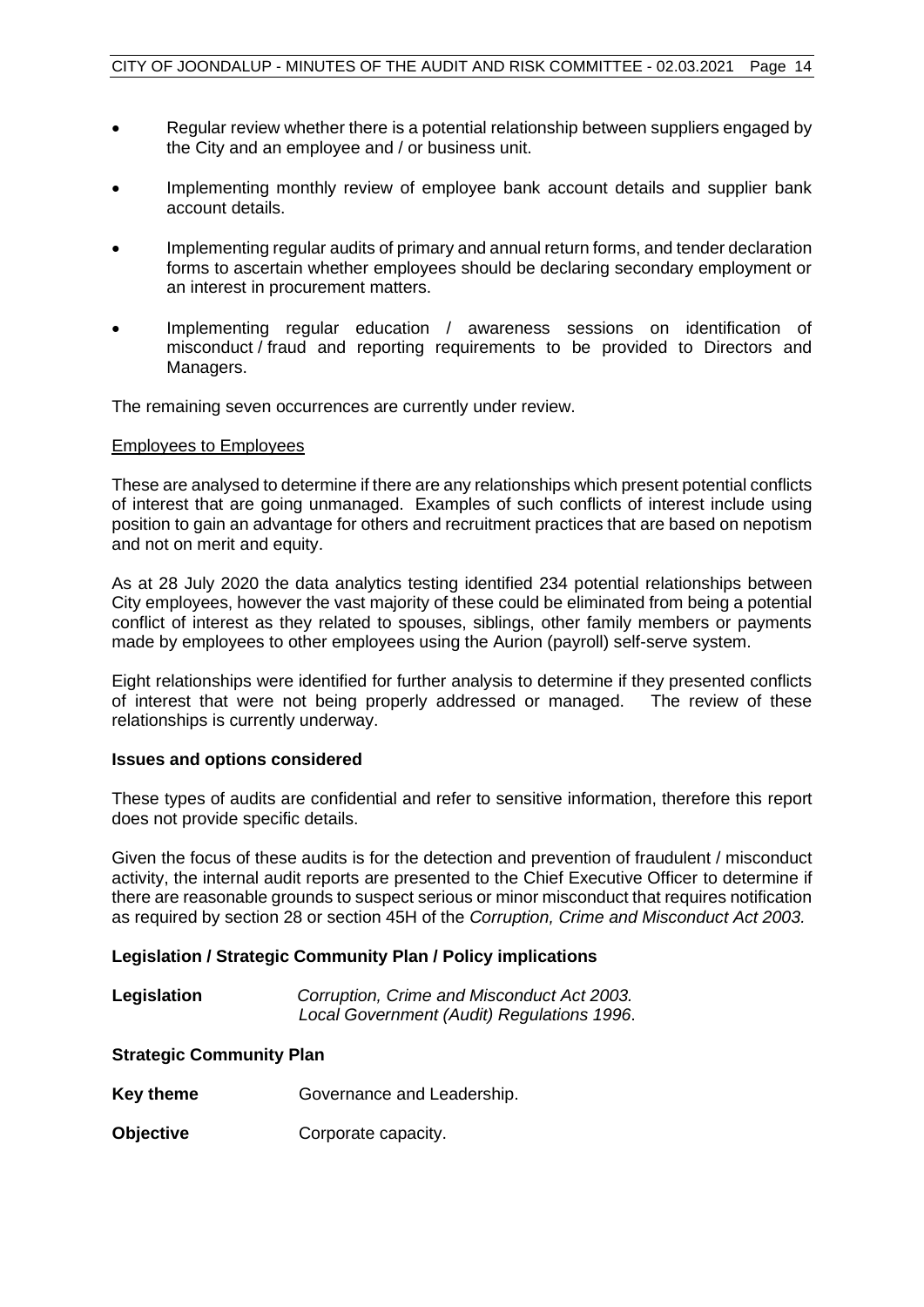- Regular review whether there is a potential relationship between suppliers engaged by the City and an employee and / or business unit.
- Implementing monthly review of employee bank account details and supplier bank account details.
- Implementing regular audits of primary and annual return forms, and tender declaration forms to ascertain whether employees should be declaring secondary employment or an interest in procurement matters.
- Implementing regular education / awareness sessions on identification of misconduct / fraud and reporting requirements to be provided to Directors and Managers.

The remaining seven occurrences are currently under review.

Employees to Employees

These are analysed to determine if there are any relationships which present potential conflicts of interest that are going unmanaged. Examples of such conflicts of interest include using position to gain an advantage for others and recruitment practices that are based on nepotism and not on merit and equity.

As at 28 July 2020 the data analytics testing identified 234 potential relationships between City employees, however the vast majority of these could be eliminated from being a potential conflict of interest as they related to spouses, siblings, other family members or payments made by employees to other employees using the Aurion (payroll) self-serve system.

Eight relationships were identified for further analysis to determine if they presented conflicts of interest that were not being properly addressed or managed. The review of these relationships is currently underway.

**Issues and options considered**

These types of audits are confidential and refer to sensitive information, therefore this report does not provide specific details.

Given the focus of these audits is for the detection and prevention of fraudulent / misconduct activity, the internal audit reports are presented to the Chief Executive Officer to determine if there are reasonable grounds to suspect serious or minor misconduct that requires notification as required by section 28 or section 45H of the *Corruption, Crime and Misconduct Act 2003.*

**Legislation / Strategic Community Plan / Policy implications**

**Legislation** *Corruption, Crime and Misconduct Act 2003.*
*Local Government (Audit) Regulations 1996*.

**Strategic Community Plan**

**Key theme** Governance and Leadership.

**Objective** Corporate capacity.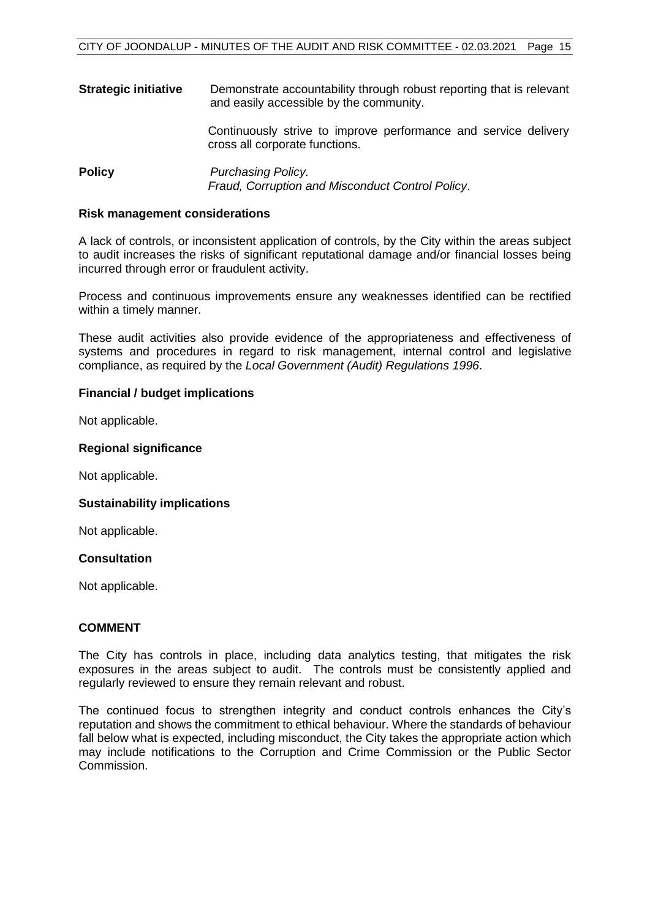**Strategic initiative** Demonstrate accountability through robust reporting that is relevant and easily accessible by the community.

Continuously strive to improve performance and service delivery cross all corporate functions.

**Policy** *Purchasing Policy.*
*Fraud, Corruption and Misconduct Control Policy*.

**Risk management considerations**

A lack of controls, or inconsistent application of controls, by the City within the areas subject to audit increases the risks of significant reputational damage and/or financial losses being incurred through error or fraudulent activity.

Process and continuous improvements ensure any weaknesses identified can be rectified within a timely manner.

These audit activities also provide evidence of the appropriateness and effectiveness of systems and procedures in regard to risk management, internal control and legislative compliance, as required by the *Local Government (Audit) Regulations 1996*.

**Financial / budget implications**

Not applicable.

**Regional significance**

Not applicable.

**Sustainability implications**

Not applicable.

**Consultation**

Not applicable.

**COMMENT**

The City has controls in place, including data analytics testing, that mitigates the risk exposures in the areas subject to audit. The controls must be consistently applied and regularly reviewed to ensure they remain relevant and robust.

The continued focus to strengthen integrity and conduct controls enhances the City's reputation and shows the commitment to ethical behaviour. Where the standards of behaviour fall below what is expected, including misconduct, the City takes the appropriate action which may include notifications to the Corruption and Crime Commission or the Public Sector Commission.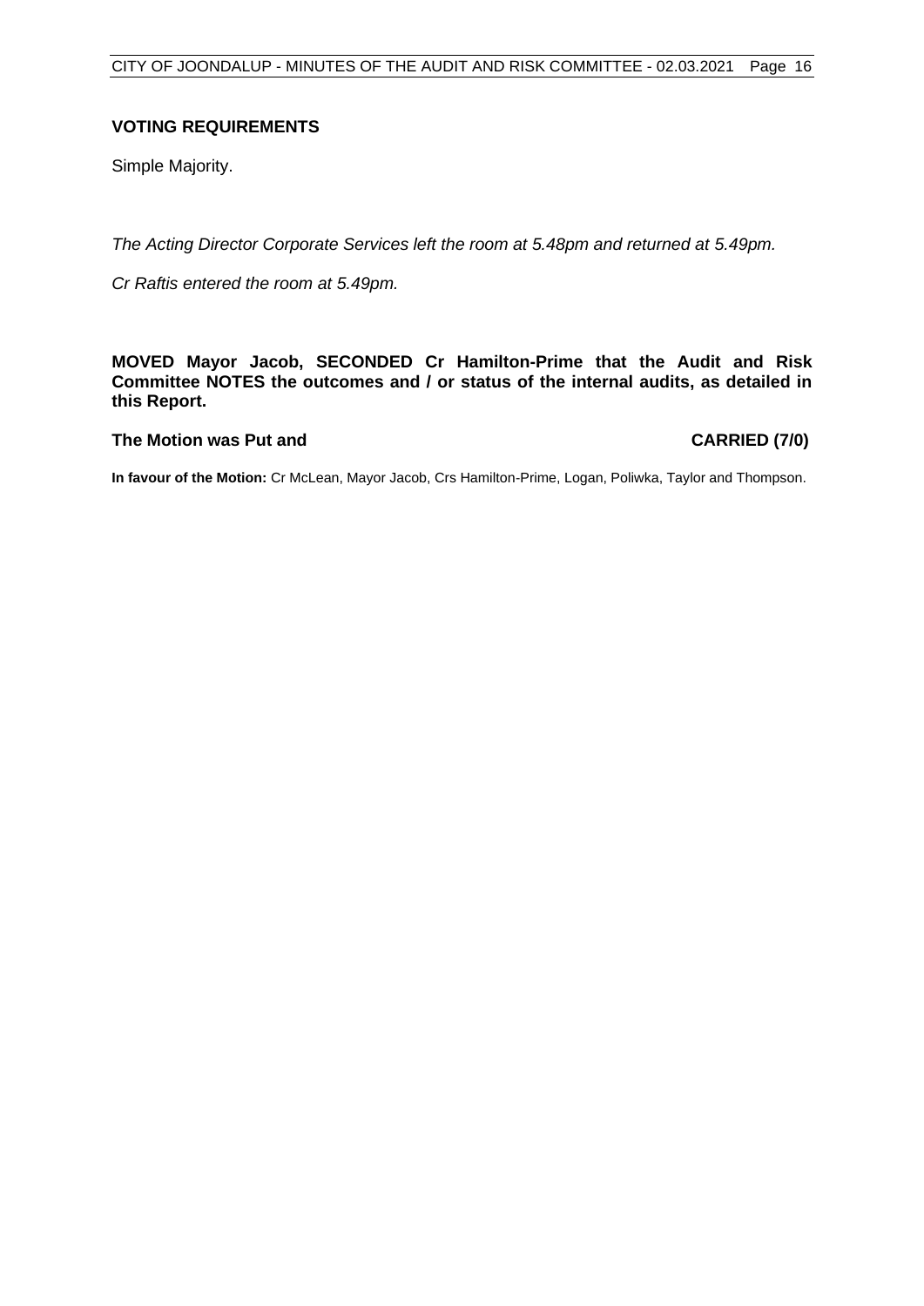**VOTING REQUIREMENTS**

Simple Majority.

*The Acting Director Corporate Services left the room at 5.48pm and returned at 5.49pm.*

*Cr Raftis entered the room at 5.49pm.*

**MOVED Mayor Jacob, SECONDED Cr Hamilton-Prime that the Audit and Risk Committee NOTES the outcomes and / or status of the internal audits, as detailed in this Report.**

**The Motion was Put and CARRIED (7/0)**

**In favour of the Motion:** Cr McLean, Mayor Jacob, Crs Hamilton-Prime, Logan, Poliwka, Taylor and Thompson.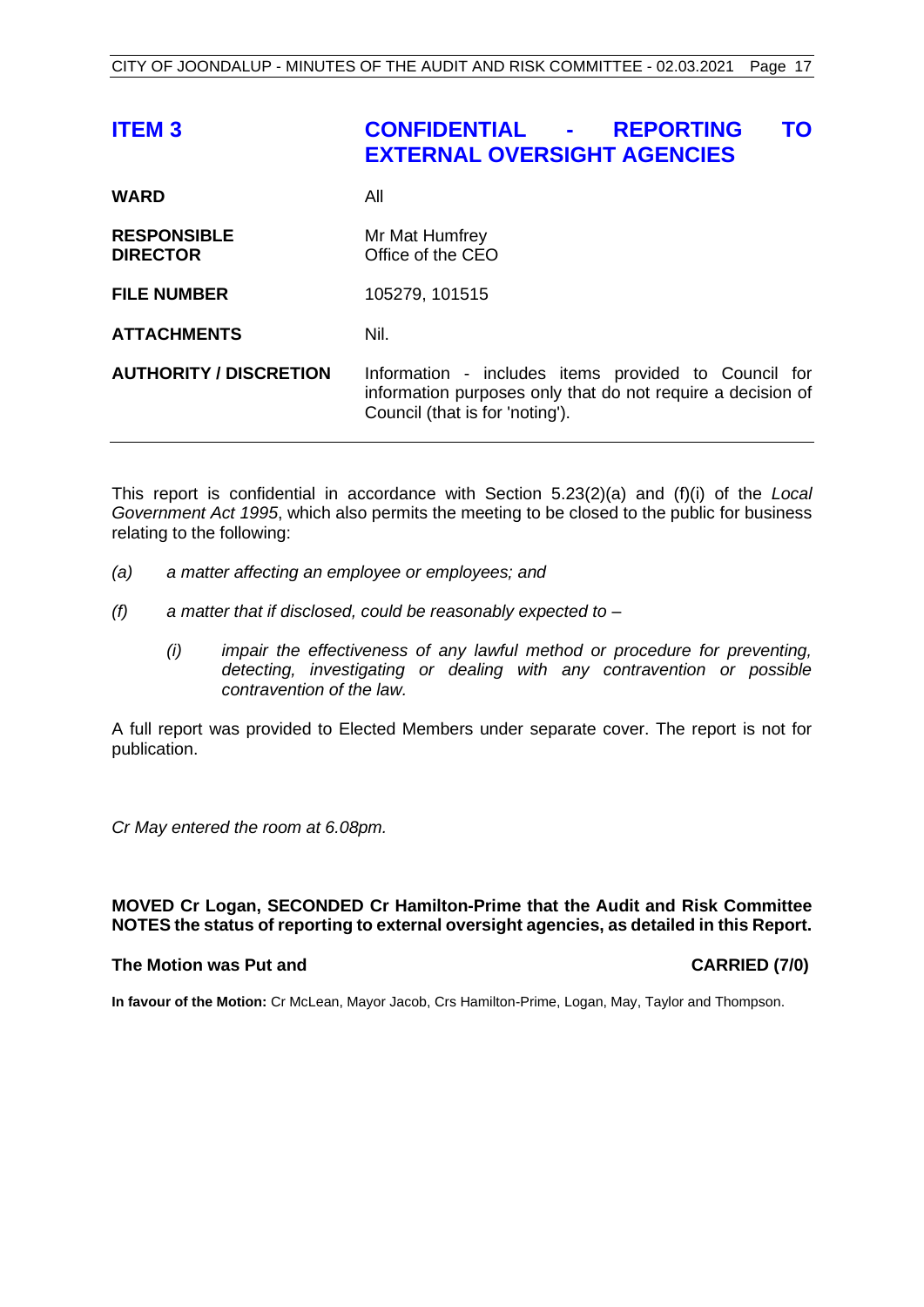# ITEM 3 CONFIDENTIAL - REPORTING TO EXTERNAL OVERSIGHT AGENCIES

| | |
|---|---|
| **WARD** | All |
| **RESPONSIBLE DIRECTOR** | Mr Mat Humfrey<br>Office of the CEO |
| **FILE NUMBER** | 105279, 101515 |
| **ATTACHMENTS** | Nil. |
| **AUTHORITY / DISCRETION** | Information - includes items provided to Council for information purposes only that do not require a decision of Council (that is for 'noting'). |

This report is confidential in accordance with Section 5.23(2)(a) and (f)(i) of the *Local Government Act 1995*, which also permits the meeting to be closed to the public for business relating to the following:

*(a) a matter affecting an employee or employees; and*

*(f) a matter that if disclosed, could be reasonably expected to –*

*(i) impair the effectiveness of any lawful method or procedure for preventing, detecting, investigating or dealing with any contravention or possible contravention of the law.*

A full report was provided to Elected Members under separate cover. The report is not for publication.

*Cr May entered the room at 6.08pm.*

**MOVED Cr Logan, SECONDED Cr Hamilton-Prime that the Audit and Risk Committee NOTES the status of reporting to external oversight agencies, as detailed in this Report.**

**The Motion was Put and CARRIED (7/0)**

**In favour of the Motion:** Cr McLean, Mayor Jacob, Crs Hamilton-Prime, Logan, May, Taylor and Thompson.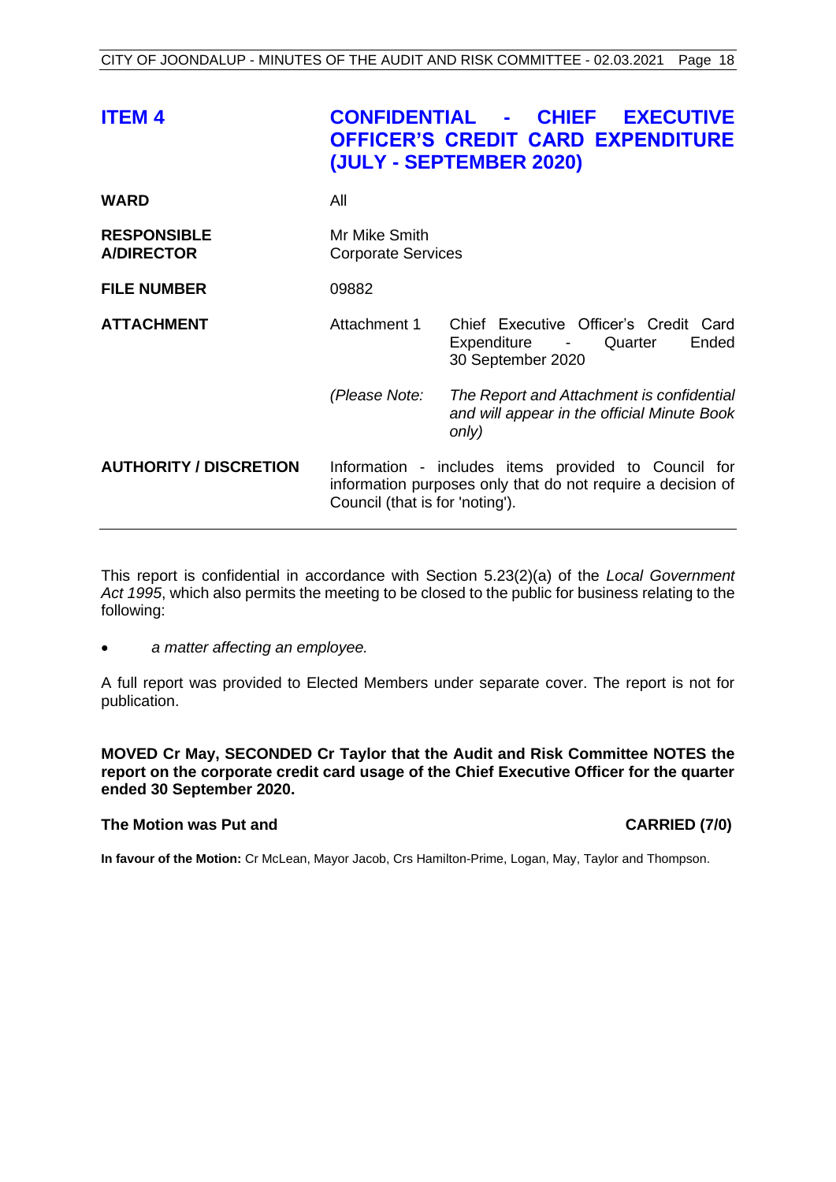## ITEM 4 CONFIDENTIAL - CHIEF EXECUTIVE OFFICER'S CREDIT CARD EXPENDITURE (JULY - SEPTEMBER 2020)

| | | |
|---|---|---|
| **WARD** | All | |
| **RESPONSIBLE A/DIRECTOR** | Mr Mike Smith<br>Corporate Services | |
| **FILE NUMBER** | 09882 | |
| **ATTACHMENT** | Attachment 1 | Chief Executive Officer's Credit Card Expenditure - Quarter Ended 30 September 2020 |
| | *(Please Note:* | *The Report and Attachment is confidential and will appear in the official Minute Book only)* |
| **AUTHORITY / DISCRETION** | Information - includes items provided to Council for information purposes only that do not require a decision of Council (that is for 'noting'). | |

This report is confidential in accordance with Section 5.23(2)(a) of the *Local Government Act 1995*, which also permits the meeting to be closed to the public for business relating to the following:

- *a matter affecting an employee.*

A full report was provided to Elected Members under separate cover. The report is not for publication.

**MOVED Cr May, SECONDED Cr Taylor that the Audit and Risk Committee NOTES the report on the corporate credit card usage of the Chief Executive Officer for the quarter ended 30 September 2020.**

**The Motion was Put and CARRIED (7/0)**

**In favour of the Motion:** Cr McLean, Mayor Jacob, Crs Hamilton-Prime, Logan, May, Taylor and Thompson.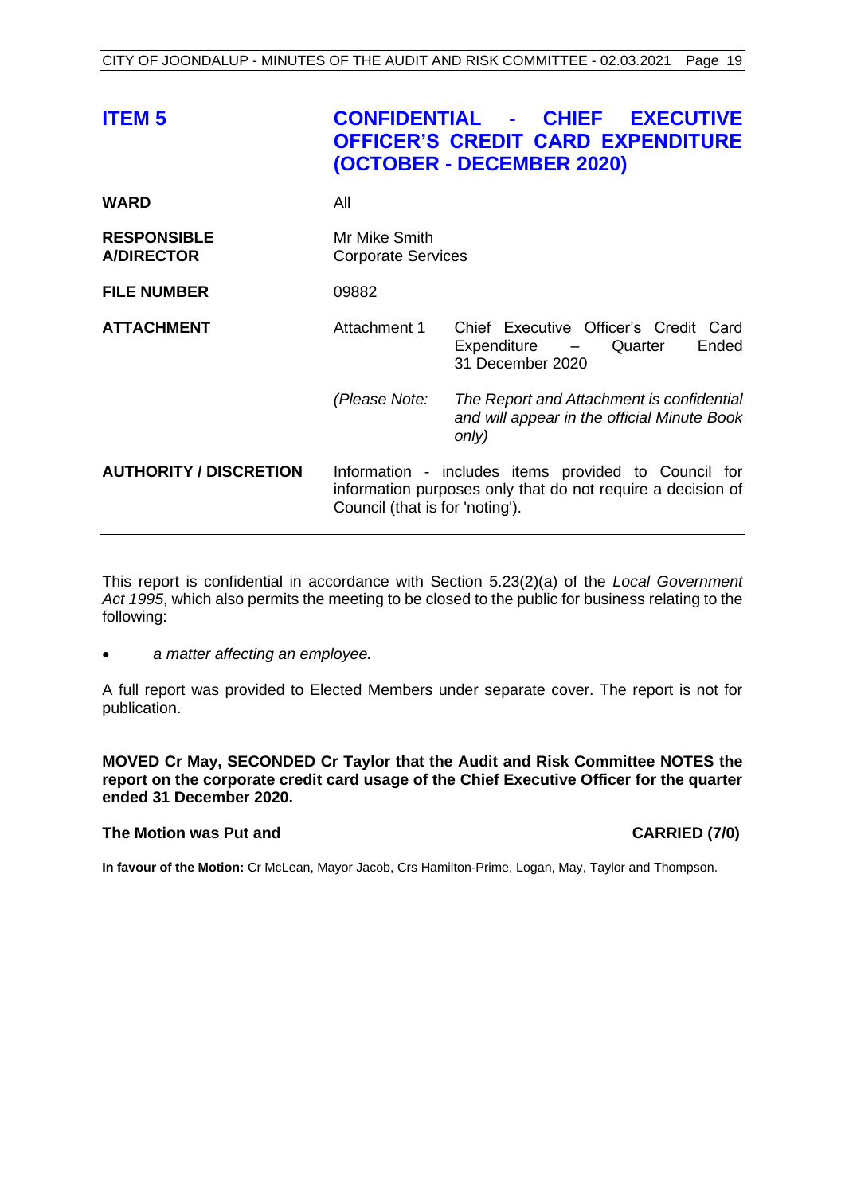## ITEM 5 CONFIDENTIAL - CHIEF EXECUTIVE OFFICER'S CREDIT CARD EXPENDITURE (OCTOBER - DECEMBER 2020)

| | | |
|---|---|---|
| **WARD** | All | |
| **RESPONSIBLE A/DIRECTOR** | Mr Mike Smith<br>Corporate Services | |
| **FILE NUMBER** | 09882 | |
| **ATTACHMENT** | Attachment 1 | Chief Executive Officer's Credit Card Expenditure – Quarter Ended 31 December 2020 |
| | *(Please Note:* | *The Report and Attachment is confidential and will appear in the official Minute Book only)* |
| **AUTHORITY / DISCRETION** | Information - includes items provided to Council for information purposes only that do not require a decision of Council (that is for 'noting'). | |

This report is confidential in accordance with Section 5.23(2)(a) of the *Local Government Act 1995*, which also permits the meeting to be closed to the public for business relating to the following:

- *a matter affecting an employee.*

A full report was provided to Elected Members under separate cover. The report is not for publication.

**MOVED Cr May, SECONDED Cr Taylor that the Audit and Risk Committee NOTES the report on the corporate credit card usage of the Chief Executive Officer for the quarter ended 31 December 2020.**

**The Motion was Put and CARRIED (7/0)**

**In favour of the Motion:** Cr McLean, Mayor Jacob, Crs Hamilton-Prime, Logan, May, Taylor and Thompson.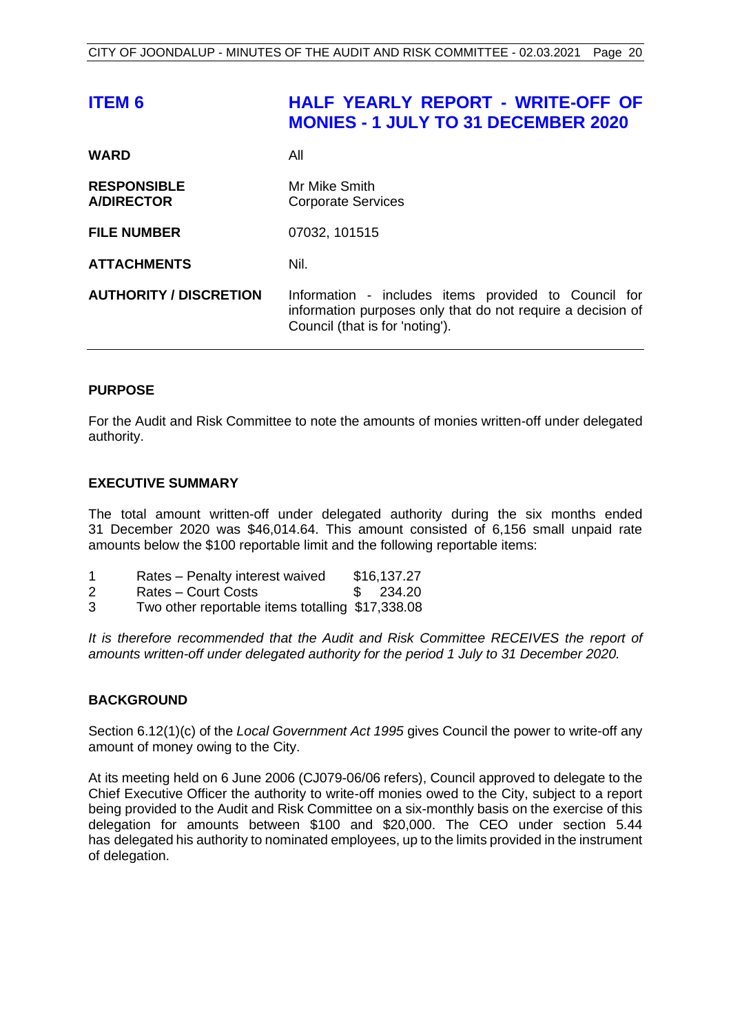# ITEM 6 HALF YEARLY REPORT - WRITE-OFF OF MONIES - 1 JULY TO 31 DECEMBER 2020

| | |
|---|---|
| **WARD** | All |
| **RESPONSIBLE A/DIRECTOR** | Mr Mike Smith<br>Corporate Services |
| **FILE NUMBER** | 07032, 101515 |
| **ATTACHMENTS** | Nil. |
| **AUTHORITY / DISCRETION** | Information - includes items provided to Council for information purposes only that do not require a decision of Council (that is for 'noting'). |

## PURPOSE

For the Audit and Risk Committee to note the amounts of monies written-off under delegated authority.

## EXECUTIVE SUMMARY

The total amount written-off under delegated authority during the six months ended 31 December 2020 was $46,014.64. This amount consisted of 6,156 small unpaid rate amounts below the $100 reportable limit and the following reportable items:

| | | |
|---|---|---|
| 1 | Rates – Penalty interest waived | $16,137.27 |
| 2 | Rates – Court Costs | $ 234.20 |
| 3 | Two other reportable items totalling | $17,338.08 |

*It is therefore recommended that the Audit and Risk Committee RECEIVES the report of amounts written-off under delegated authority for the period 1 July to 31 December 2020.*

## BACKGROUND

Section 6.12(1)(c) of the *Local Government Act 1995* gives Council the power to write-off any amount of money owing to the City.

At its meeting held on 6 June 2006 (CJ079-06/06 refers), Council approved to delegate to the Chief Executive Officer the authority to write-off monies owed to the City, subject to a report being provided to the Audit and Risk Committee on a six-monthly basis on the exercise of this delegation for amounts between $100 and $20,000. The CEO under section 5.44 has delegated his authority to nominated employees, up to the limits provided in the instrument of delegation.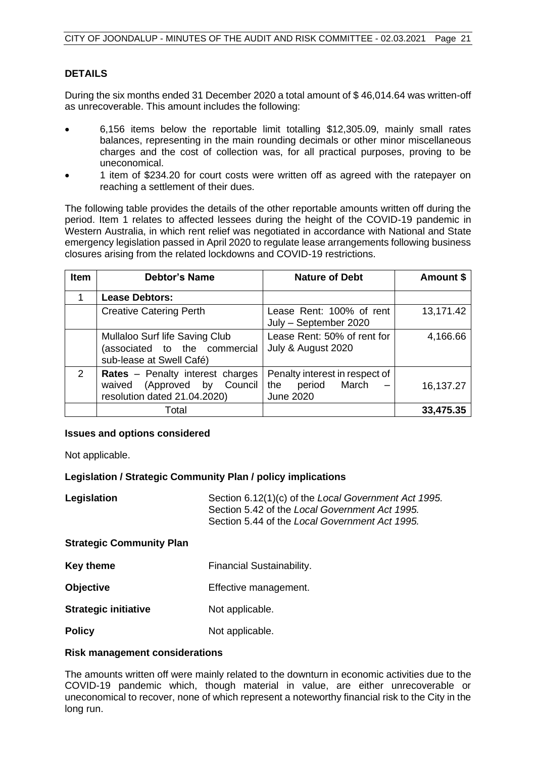**DETAILS**

During the six months ended 31 December 2020 a total amount of $ 46,014.64 was written-off as unrecoverable. This amount includes the following:

- 6,156 items below the reportable limit totalling $12,305.09, mainly small rates balances, representing in the main rounding decimals or other minor miscellaneous charges and the cost of collection was, for all practical purposes, proving to be uneconomical.
- 1 item of $234.20 for court costs were written off as agreed with the ratepayer on reaching a settlement of their dues.

The following table provides the details of the other reportable amounts written off during the period. Item 1 relates to affected lessees during the height of the COVID-19 pandemic in Western Australia, in which rent relief was negotiated in accordance with National and State emergency legislation passed in April 2020 to regulate lease arrangements following business closures arising from the related lockdowns and COVID-19 restrictions.

| Item | Debtor's Name | Nature of Debt | Amount $ |
|---|---|---|---|
| 1 | **Lease Debtors:** | | |
| | Creative Catering Perth | Lease Rent: 100% of rent July – September 2020 | 13,171.42 |
| | Mullaloo Surf life Saving Club (associated to the commercial sub-lease at Swell Café) | Lease Rent: 50% of rent for July & August 2020 | 4,166.66 |
| 2 | **Rates** – Penalty interest charges waived (Approved by Council resolution dated 21.04.2020) | Penalty interest in respect of the period March – June 2020 | 16,137.27 |
| | Total | | **33,475.35** |

**Issues and options considered**

Not applicable.

**Legislation / Strategic Community Plan / policy implications**

**Legislation** Section 6.12(1)(c) of the *Local Government Act 1995.*
Section 5.42 of the *Local Government Act 1995.*
Section 5.44 of the *Local Government Act 1995.*

**Strategic Community Plan**

**Key theme** Financial Sustainability.

**Objective** Effective management.

**Strategic initiative** Not applicable.

**Policy** Not applicable.

**Risk management considerations**

The amounts written off were mainly related to the downturn in economic activities due to the COVID-19 pandemic which, though material in value, are either unrecoverable or uneconomical to recover, none of which represent a noteworthy financial risk to the City in the long run.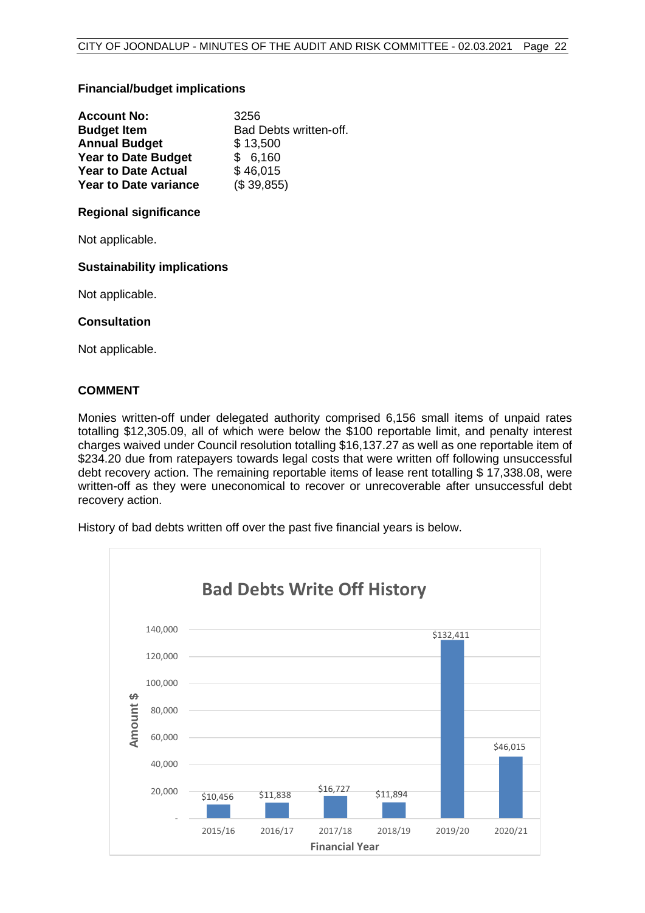**Financial/budget implications**

| | |
|---|---|
| **Account No:** | 3256 |
| **Budget Item** | Bad Debts written-off. |
| **Annual Budget** | $ 13,500 |
| **Year to Date Budget** | $ 6,160 |
| **Year to Date Actual** | $ 46,015 |
| **Year to Date variance** | ($ 39,855) |

**Regional significance**

Not applicable.

**Sustainability implications**

Not applicable.

**Consultation**

Not applicable.

## COMMENT

Monies written-off under delegated authority comprised 6,156 small items of unpaid rates totalling $12,305.09, all of which were below the $100 reportable limit, and penalty interest charges waived under Council resolution totalling $16,137.27 as well as one reportable item of $234.20 due from ratepayers towards legal costs that were written off following unsuccessful debt recovery action. The remaining reportable items of lease rent totalling $ 17,338.08, were written-off as they were uneconomical to recover or unrecoverable after unsuccessful debt recovery action.

History of bad debts written off over the past five financial years is below.

**Bad Debts Write Off History**

| Financial Year | Amount $ |
|---|---|
| 2015/16 | $10,456 |
| 2016/17 | $11,838 |
| 2017/18 | $16,727 |
| 2018/19 | $11,894 |
| 2019/20 | $132,411 |
| 2020/21 | $46,015 |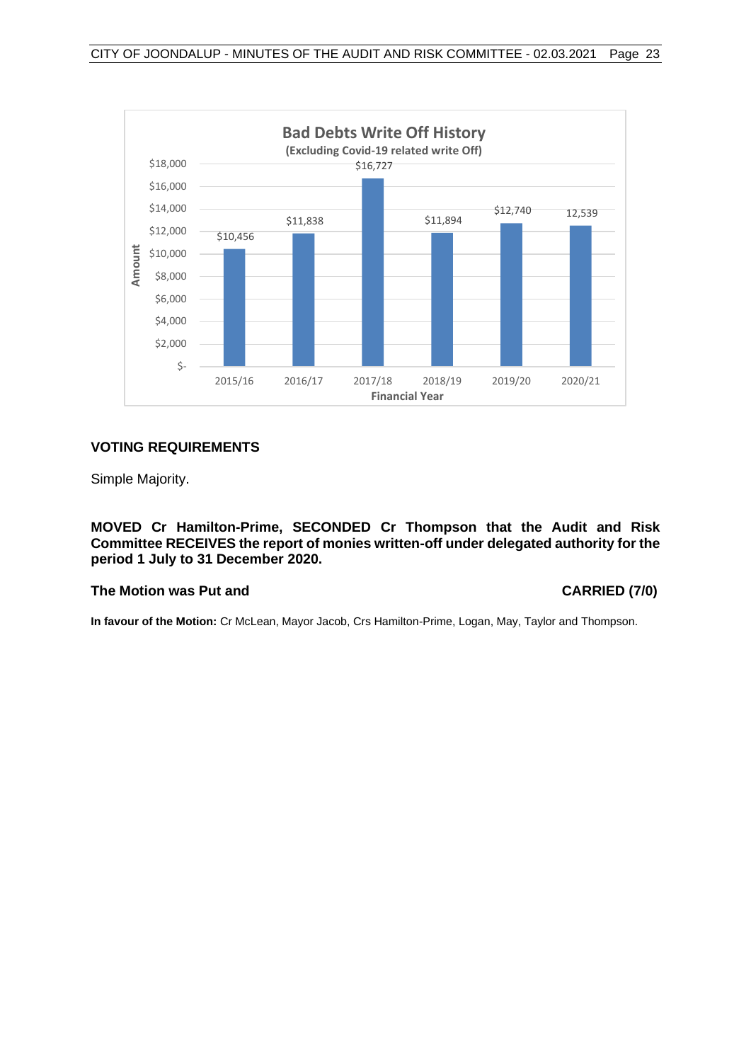**Bad Debts Write Off History**
**(Excluding Covid-19 related write Off)**

| Financial Year | Amount |
|---|---|
| 2015/16 | $10,456 |
| 2016/17 | $11,838 |
| 2017/18 | $16,727 |
| 2018/19 | $11,894 |
| 2019/20 | $12,740 |
| 2020/21 | 12,539 |

## VOTING REQUIREMENTS

Simple Majority.

**MOVED Cr Hamilton-Prime, SECONDED Cr Thompson that the Audit and Risk Committee RECEIVES the report of monies written-off under delegated authority for the period 1 July to 31 December 2020.**

**The Motion was Put and** **CARRIED (7/0)**

**In favour of the Motion:** Cr McLean, Mayor Jacob, Crs Hamilton-Prime, Logan, May, Taylor and Thompson.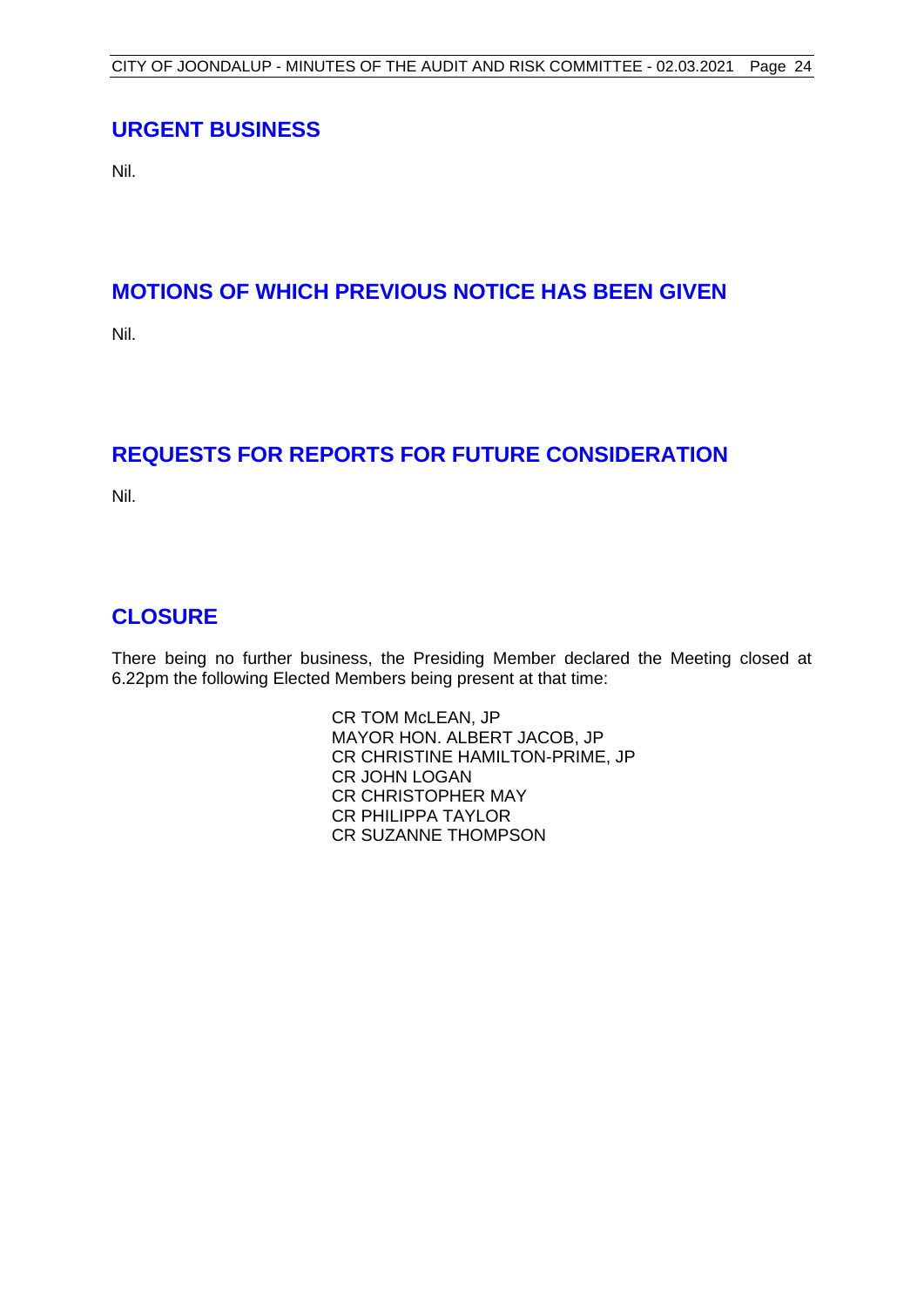## URGENT BUSINESS

Nil.

## MOTIONS OF WHICH PREVIOUS NOTICE HAS BEEN GIVEN

Nil.

## REQUESTS FOR REPORTS FOR FUTURE CONSIDERATION

Nil.

## CLOSURE

There being no further business, the Presiding Member declared the Meeting closed at 6.22pm the following Elected Members being present at that time:

CR TOM McLEAN, JP
MAYOR HON. ALBERT JACOB, JP
CR CHRISTINE HAMILTON-PRIME, JP
CR JOHN LOGAN
CR CHRISTOPHER MAY
CR PHILIPPA TAYLOR
CR SUZANNE THOMPSON